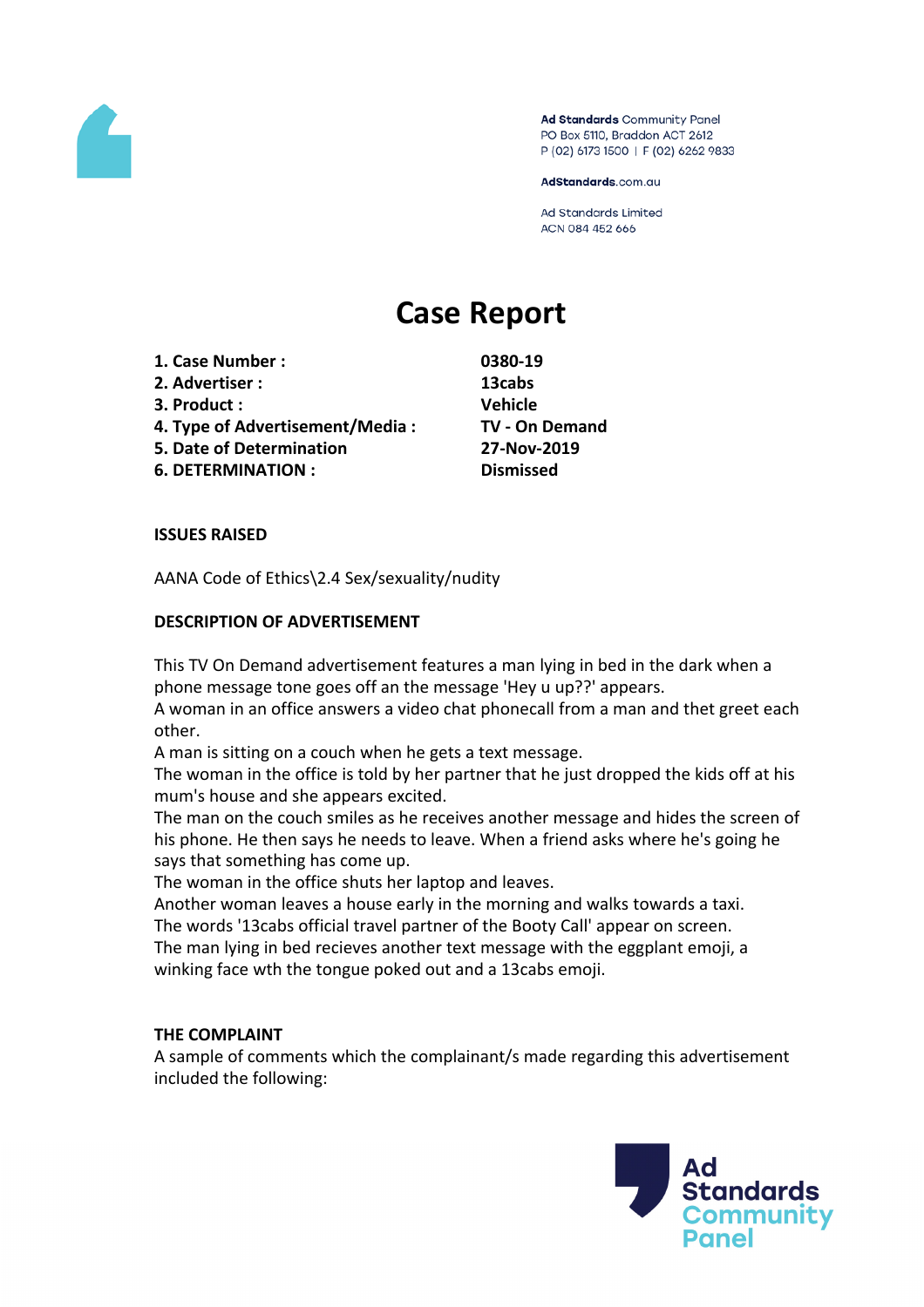Ad Standards Community Panel
PO Box 5110, Braddon ACT 2612
P (02) 6173 1500 | F (02) 6262 9833

AdStandards.com.au

Ad Standards Limited
ACN 084 452 666

# Case Report

| | |
|---|---|
| **1. Case Number :** | **0380-19** |
| **2. Advertiser :** | **13cabs** |
| **3. Product :** | **Vehicle** |
| **4. Type of Advertisement/Media :** | **TV - On Demand** |
| **5. Date of Determination** | **27-Nov-2019** |
| **6. DETERMINATION :** | **Dismissed** |

**ISSUES RAISED**

AANA Code of Ethics\2.4 Sex/sexuality/nudity

**DESCRIPTION OF ADVERTISEMENT**

This TV On Demand advertisement features a man lying in bed in the dark when a phone message tone goes off an the message 'Hey u up??' appears.
A woman in an office answers a video chat phonecall from a man and thet greet each other.
A man is sitting on a couch when he gets a text message.
The woman in the office is told by her partner that he just dropped the kids off at his mum's house and she appears excited.
The man on the couch smiles as he receives another message and hides the screen of his phone. He then says he needs to leave. When a friend asks where he's going he says that something has come up.
The woman in the office shuts her laptop and leaves.
Another woman leaves a house early in the morning and walks towards a taxi.
The words '13cabs official travel partner of the Booty Call' appear on screen.
The man lying in bed recieves another text message with the eggplant emoji, a winking face wth the tongue poked out and a 13cabs emoji.

**THE COMPLAINT**

A sample of comments which the complainant/s made regarding this advertisement included the following: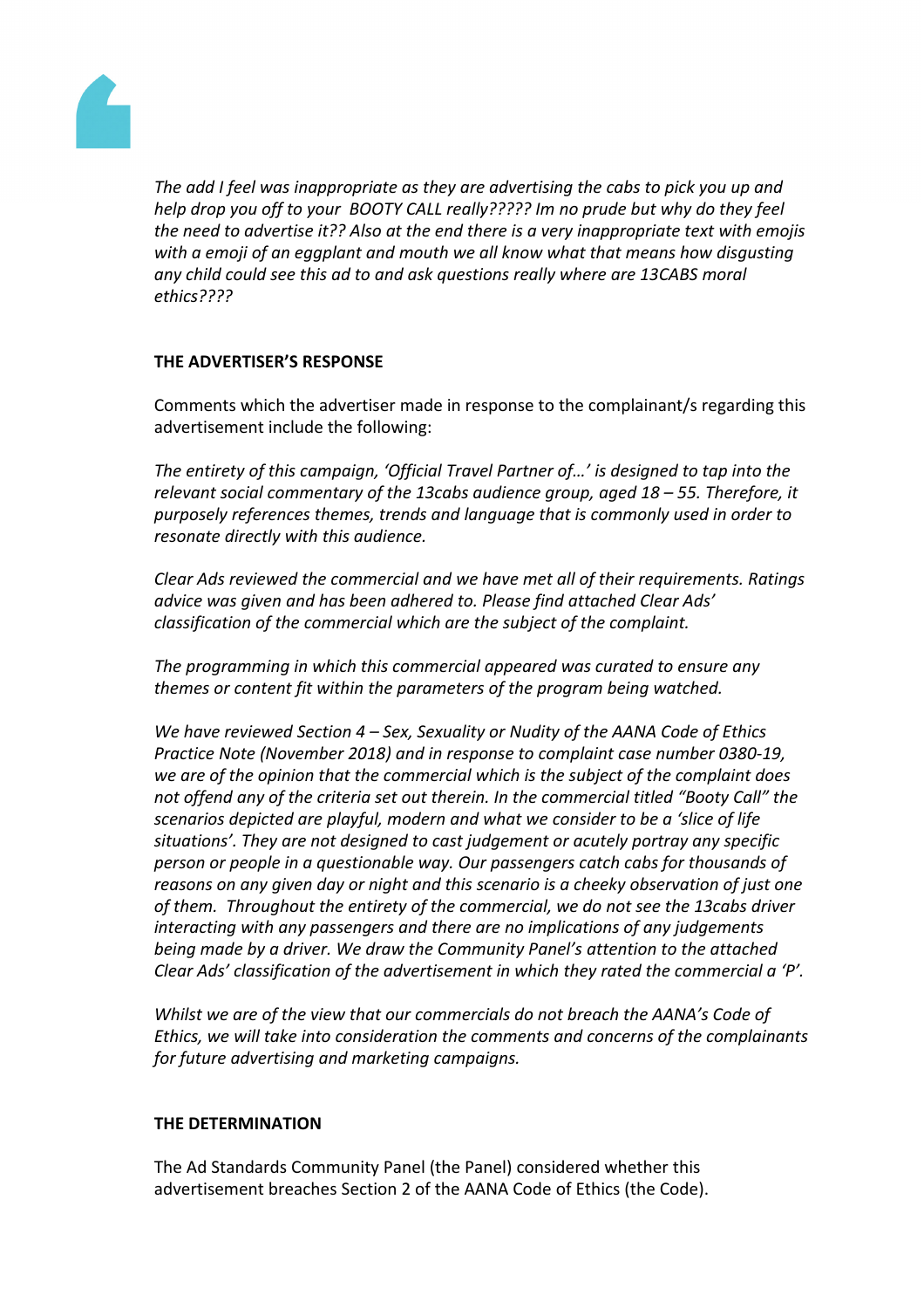*The add I feel was inappropriate as they are advertising the cabs to pick you up and help drop you off to your BOOTY CALL really????? Im no prude but why do they feel the need to advertise it?? Also at the end there is a very inappropriate text with emojis with a emoji of an eggplant and mouth we all know what that means how disgusting any child could see this ad to and ask questions really where are 13CABS moral ethics????*

**THE ADVERTISER'S RESPONSE**

Comments which the advertiser made in response to the complainant/s regarding this advertisement include the following:

*The entirety of this campaign, 'Official Travel Partner of…' is designed to tap into the relevant social commentary of the 13cabs audience group, aged 18 – 55. Therefore, it purposely references themes, trends and language that is commonly used in order to resonate directly with this audience.*

*Clear Ads reviewed the commercial and we have met all of their requirements. Ratings advice was given and has been adhered to. Please find attached Clear Ads' classification of the commercial which are the subject of the complaint.*

*The programming in which this commercial appeared was curated to ensure any themes or content fit within the parameters of the program being watched.*

*We have reviewed Section 4 – Sex, Sexuality or Nudity of the AANA Code of Ethics Practice Note (November 2018) and in response to complaint case number 0380-19, we are of the opinion that the commercial which is the subject of the complaint does not offend any of the criteria set out therein. In the commercial titled "Booty Call" the scenarios depicted are playful, modern and what we consider to be a 'slice of life situations'. They are not designed to cast judgement or acutely portray any specific person or people in a questionable way. Our passengers catch cabs for thousands of reasons on any given day or night and this scenario is a cheeky observation of just one of them. Throughout the entirety of the commercial, we do not see the 13cabs driver interacting with any passengers and there are no implications of any judgements being made by a driver. We draw the Community Panel's attention to the attached Clear Ads' classification of the advertisement in which they rated the commercial a 'P'.*

*Whilst we are of the view that our commercials do not breach the AANA's Code of Ethics, we will take into consideration the comments and concerns of the complainants for future advertising and marketing campaigns.*

**THE DETERMINATION**

The Ad Standards Community Panel (the Panel) considered whether this advertisement breaches Section 2 of the AANA Code of Ethics (the Code).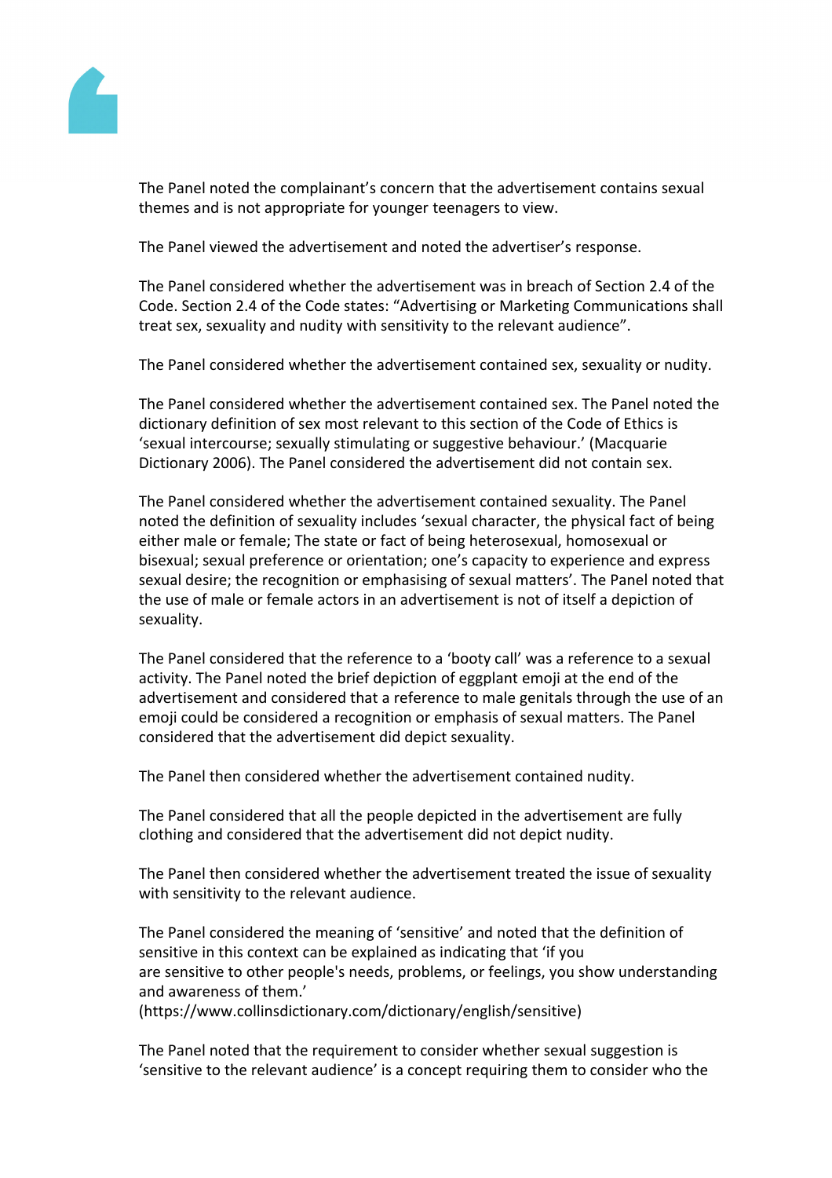The Panel noted the complainant's concern that the advertisement contains sexual themes and is not appropriate for younger teenagers to view.

The Panel viewed the advertisement and noted the advertiser's response.

The Panel considered whether the advertisement was in breach of Section 2.4 of the Code. Section 2.4 of the Code states: "Advertising or Marketing Communications shall treat sex, sexuality and nudity with sensitivity to the relevant audience".

The Panel considered whether the advertisement contained sex, sexuality or nudity.

The Panel considered whether the advertisement contained sex. The Panel noted the dictionary definition of sex most relevant to this section of the Code of Ethics is 'sexual intercourse; sexually stimulating or suggestive behaviour.' (Macquarie Dictionary 2006). The Panel considered the advertisement did not contain sex.

The Panel considered whether the advertisement contained sexuality. The Panel noted the definition of sexuality includes 'sexual character, the physical fact of being either male or female; The state or fact of being heterosexual, homosexual or bisexual; sexual preference or orientation; one's capacity to experience and express sexual desire; the recognition or emphasising of sexual matters'. The Panel noted that the use of male or female actors in an advertisement is not of itself a depiction of sexuality.

The Panel considered that the reference to a 'booty call' was a reference to a sexual activity. The Panel noted the brief depiction of eggplant emoji at the end of the advertisement and considered that a reference to male genitals through the use of an emoji could be considered a recognition or emphasis of sexual matters. The Panel considered that the advertisement did depict sexuality.

The Panel then considered whether the advertisement contained nudity.

The Panel considered that all the people depicted in the advertisement are fully clothing and considered that the advertisement did not depict nudity.

The Panel then considered whether the advertisement treated the issue of sexuality with sensitivity to the relevant audience.

The Panel considered the meaning of 'sensitive' and noted that the definition of sensitive in this context can be explained as indicating that 'if you are sensitive to other people's needs, problems, or feelings, you show understanding and awareness of them.'
(https://www.collinsdictionary.com/dictionary/english/sensitive)

The Panel noted that the requirement to consider whether sexual suggestion is 'sensitive to the relevant audience' is a concept requiring them to consider who the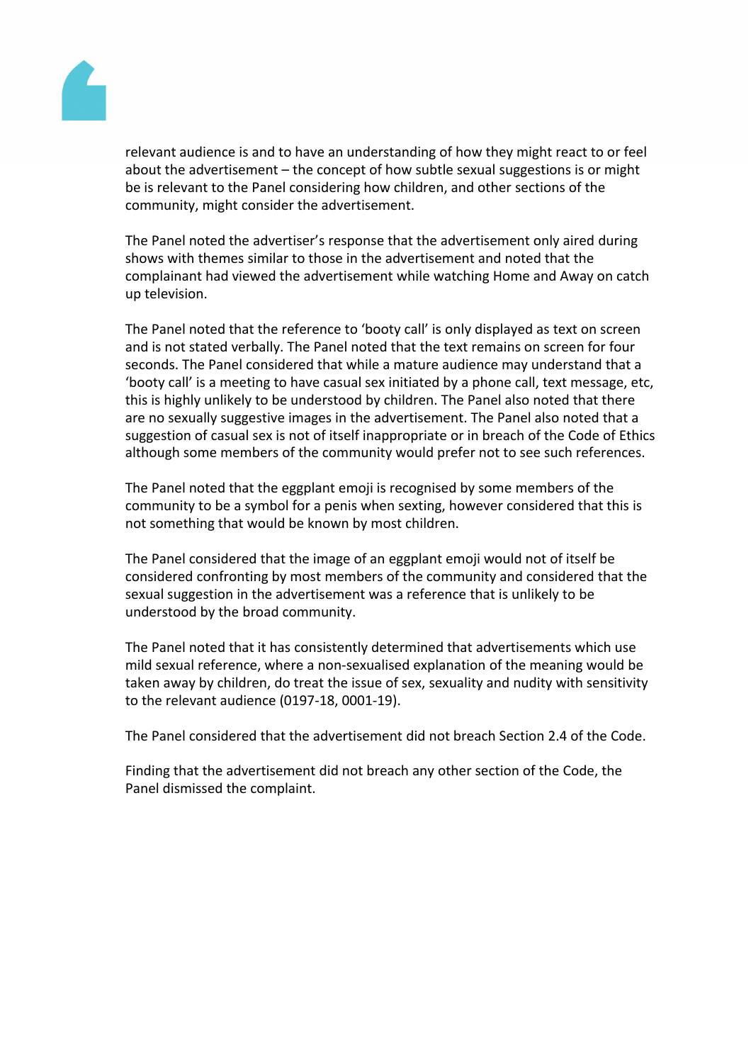relevant audience is and to have an understanding of how they might react to or feel about the advertisement – the concept of how subtle sexual suggestions is or might be is relevant to the Panel considering how children, and other sections of the community, might consider the advertisement.

The Panel noted the advertiser's response that the advertisement only aired during shows with themes similar to those in the advertisement and noted that the complainant had viewed the advertisement while watching Home and Away on catch up television.

The Panel noted that the reference to 'booty call' is only displayed as text on screen and is not stated verbally. The Panel noted that the text remains on screen for four seconds. The Panel considered that while a mature audience may understand that a 'booty call' is a meeting to have casual sex initiated by a phone call, text message, etc, this is highly unlikely to be understood by children. The Panel also noted that there are no sexually suggestive images in the advertisement. The Panel also noted that a suggestion of casual sex is not of itself inappropriate or in breach of the Code of Ethics although some members of the community would prefer not to see such references.

The Panel noted that the eggplant emoji is recognised by some members of the community to be a symbol for a penis when sexting, however considered that this is not something that would be known by most children.

The Panel considered that the image of an eggplant emoji would not of itself be considered confronting by most members of the community and considered that the sexual suggestion in the advertisement was a reference that is unlikely to be understood by the broad community.

The Panel noted that it has consistently determined that advertisements which use mild sexual reference, where a non-sexualised explanation of the meaning would be taken away by children, do treat the issue of sex, sexuality and nudity with sensitivity to the relevant audience (0197-18, 0001-19).

The Panel considered that the advertisement did not breach Section 2.4 of the Code.

Finding that the advertisement did not breach any other section of the Code, the Panel dismissed the complaint.